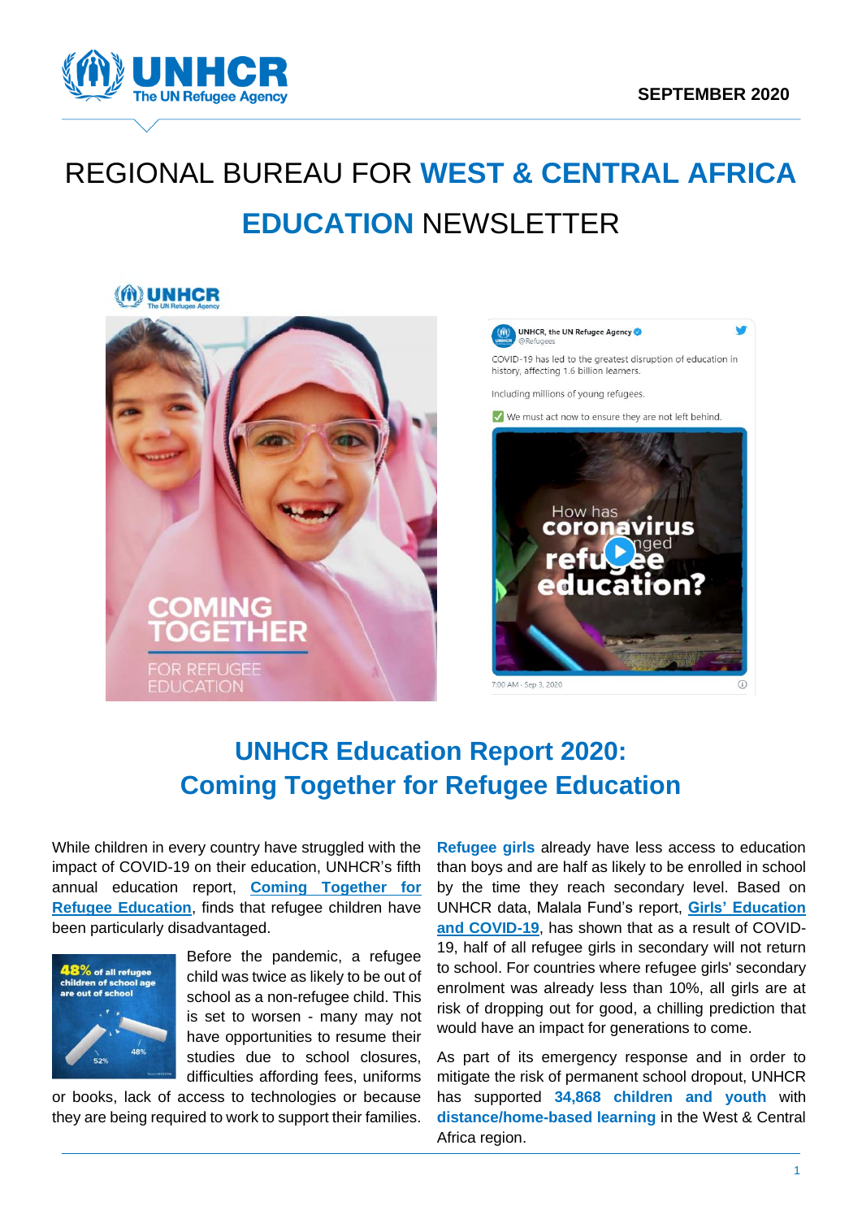SEPTEMBER 2020

# REGIONAL BUREAU FOR **WEST & CENTRAL AFRICA**

# **EDUCATION** NEWSLETTER

## UNHCR Education Report 2020: Coming Together for Refugee Education

While children in every country have struggled with the impact of COVID-19 on their education, UNHCR's fifth annual education report, **Coming Together for Refugee Education**, finds that refugee children have been particularly disadvantaged.

Before the pandemic, a refugee child was twice as likely to be out of school as a non-refugee child. This is set to worsen - many may not have opportunities to resume their studies due to school closures, difficulties affording fees, uniforms or books, lack of access to technologies or because they are being required to work to support their families.

**Refugee girls** already have less access to education than boys and are half as likely to be enrolled in school by the time they reach secondary level. Based on UNHCR data, Malala Fund's report, **Girls' Education and COVID-19**, has shown that as a result of COVID-19, half of all refugee girls in secondary will not return to school. For countries where refugee girls' secondary enrolment was already less than 10%, all girls are at risk of dropping out for good, a chilling prediction that would have an impact for generations to come.

As part of its emergency response and in order to mitigate the risk of permanent school dropout, UNHCR has supported **34,868 children and youth** with **distance/home-based learning** in the West & Central Africa region.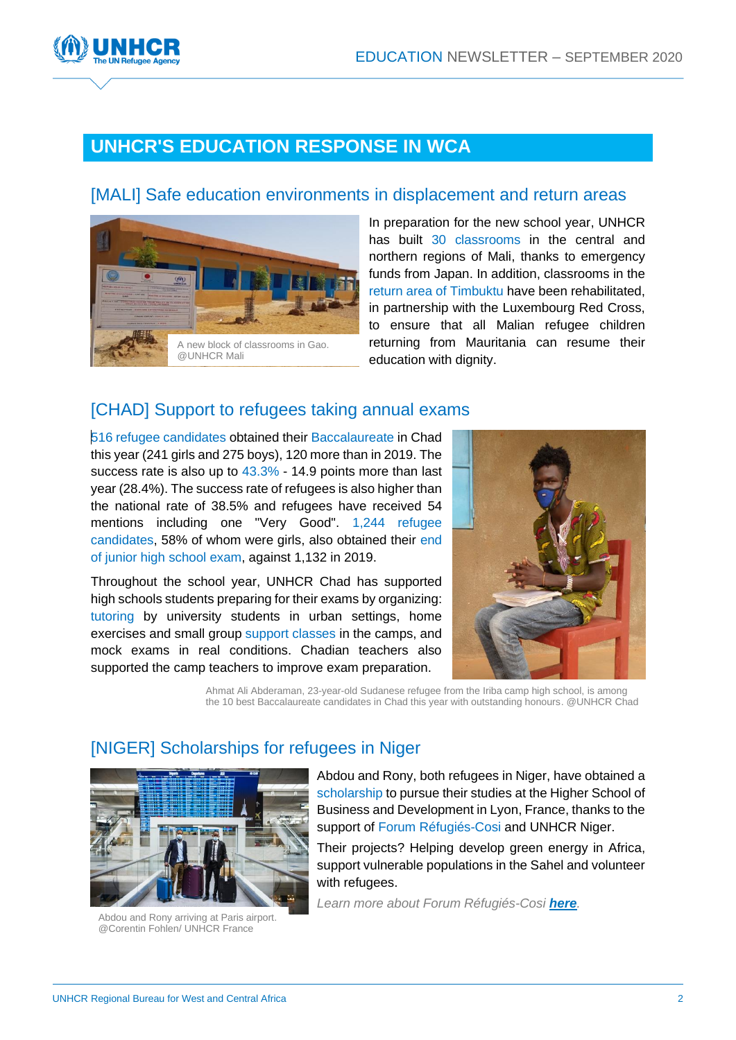## UNHCR'S EDUCATION RESPONSE IN WCA

### [MALI] Safe education environments in displacement and return areas

A new block of classrooms in Gao. @UNHCR Mali

In preparation for the new school year, UNHCR has built 30 classrooms in the central and northern regions of Mali, thanks to emergency funds from Japan. In addition, classrooms in the return area of Timbuktu have been rehabilitated, in partnership with the Luxembourg Red Cross, to ensure that all Malian refugee children returning from Mauritania can resume their education with dignity.

### [CHAD] Support to refugees taking annual exams

516 refugee candidates obtained their Baccalaureate in Chad this year (241 girls and 275 boys), 120 more than in 2019. The success rate is also up to 43.3% - 14.9 points more than last year (28.4%). The success rate of refugees is also higher than the national rate of 38.5% and refugees have received 54 mentions including one "Very Good". 1,244 refugee candidates, 58% of whom were girls, also obtained their end of junior high school exam, against 1,132 in 2019.

Throughout the school year, UNHCR Chad has supported high schools students preparing for their exams by organizing: tutoring by university students in urban settings, home exercises and small group support classes in the camps, and mock exams in real conditions. Chadian teachers also supported the camp teachers to improve exam preparation.

Ahmat Ali Abderaman, 23-year-old Sudanese refugee from the Iriba camp high school, is among the 10 best Baccalaureate candidates in Chad this year with outstanding honours. @UNHCR Chad

### [NIGER] Scholarships for refugees in Niger

Abdou and Rony arriving at Paris airport. @Corentin Fohlen/ UNHCR France

Abdou and Rony, both refugees in Niger, have obtained a scholarship to pursue their studies at the Higher School of Business and Development in Lyon, France, thanks to the support of Forum Réfugiés-Cosi and UNHCR Niger.

Their projects? Helping develop green energy in Africa, support vulnerable populations in the Sahel and volunteer with refugees.

*Learn more about Forum Réfugiés-Cosi **here**.*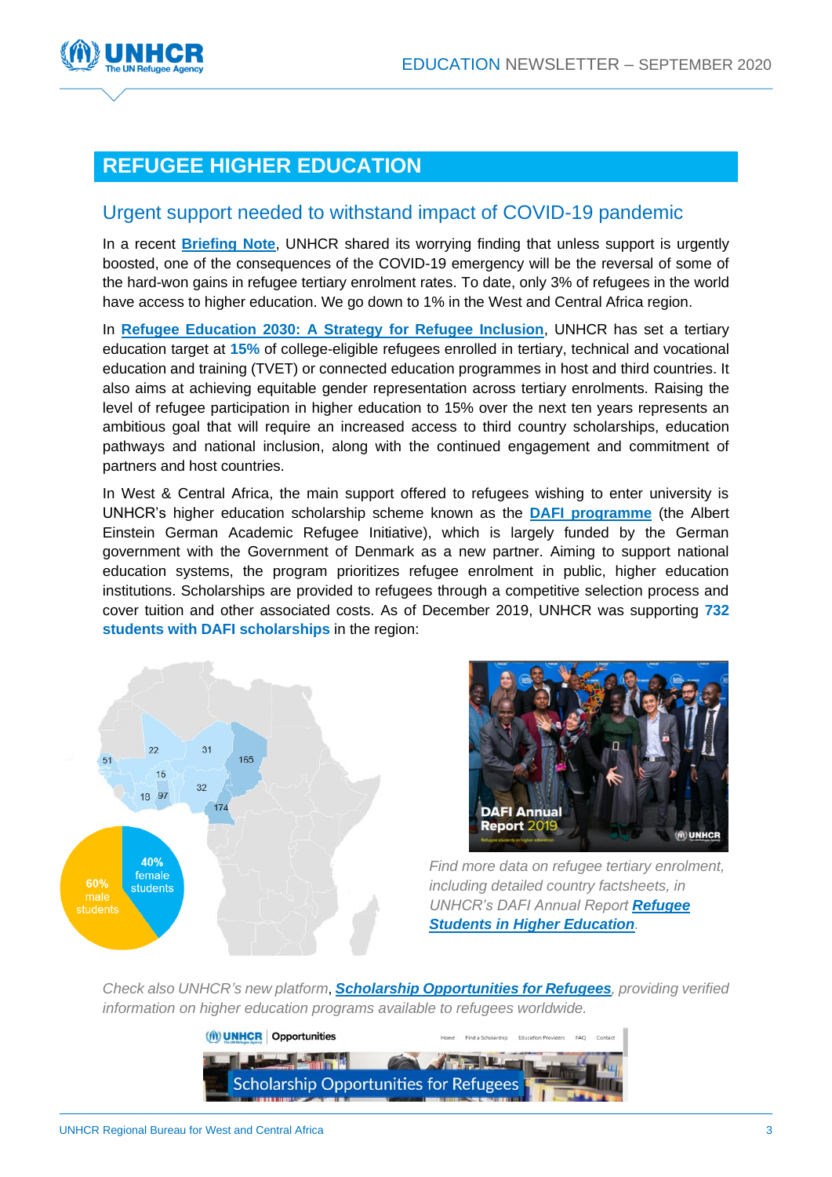## REFUGEE HIGHER EDUCATION

### Urgent support needed to withstand impact of COVID-19 pandemic

In a recent **Briefing Note**, UNHCR shared its worrying finding that unless support is urgently boosted, one of the consequences of the COVID-19 emergency will be the reversal of some of the hard-won gains in refugee tertiary enrolment rates. To date, only 3% of refugees in the world have access to higher education. We go down to 1% in the West and Central Africa region.

In **Refugee Education 2030: A Strategy for Refugee Inclusion**, UNHCR has set a tertiary education target at **15%** of college-eligible refugees enrolled in tertiary, technical and vocational education and training (TVET) or connected education programmes in host and third countries. It also aims at achieving equitable gender representation across tertiary enrolments. Raising the level of refugee participation in higher education to 15% over the next ten years represents an ambitious goal that will require an increased access to third country scholarships, education pathways and national inclusion, along with the continued engagement and commitment of partners and host countries.

In West & Central Africa, the main support offered to refugees wishing to enter university is UNHCR's higher education scholarship scheme known as the **DAFI programme** (the Albert Einstein German Academic Refugee Initiative), which is largely funded by the German government with the Government of Denmark as a new partner. Aiming to support national education systems, the program prioritizes refugee enrolment in public, higher education institutions. Scholarships are provided to refugees through a competitive selection process and cover tuition and other associated costs. As of December 2019, UNHCR was supporting **732 students with DAFI scholarships** in the region:

*Find more data on refugee tertiary enrolment, including detailed country factsheets, in UNHCR's DAFI Annual Report **Refugee Students in Higher Education**.*

*Check also UNHCR's new platform, **Scholarship Opportunities for Refugees**, providing verified information on higher education programs available to refugees worldwide.*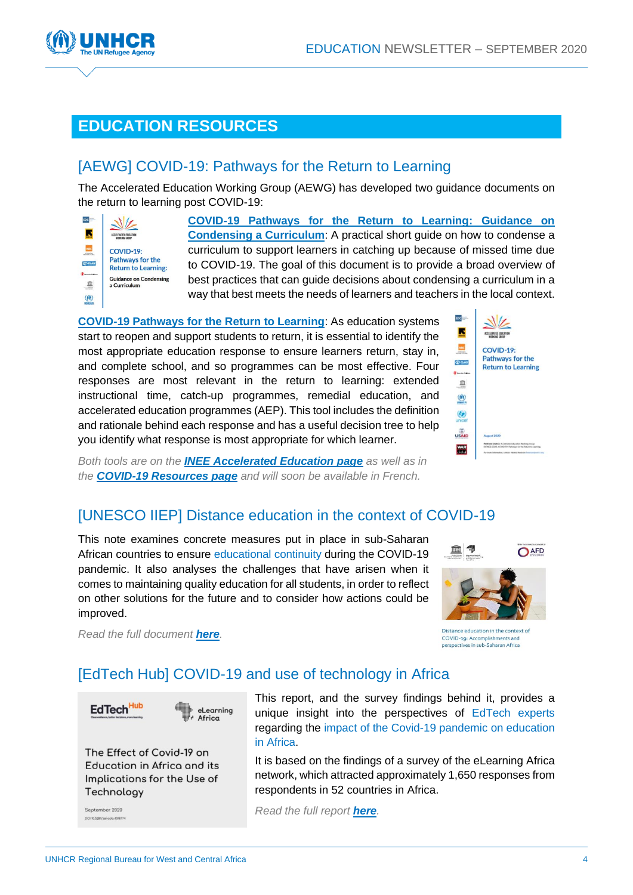## EDUCATION RESOURCES

### [AEWG] COVID-19: Pathways for the Return to Learning

The Accelerated Education Working Group (AEWG) has developed two guidance documents on the return to learning post COVID-19:

**COVID-19 Pathways for the Return to Learning: Guidance on Condensing a Curriculum**: A practical short guide on how to condense a curriculum to support learners in catching up because of missed time due to COVID-19. The goal of this document is to provide a broad overview of best practices that can guide decisions about condensing a curriculum in a way that best meets the needs of learners and teachers in the local context.

**COVID-19 Pathways for the Return to Learning**: As education systems start to reopen and support students to return, it is essential to identify the most appropriate education response to ensure learners return, stay in, and complete school, and so programmes can be most effective. Four responses are most relevant in the return to learning: extended instructional time, catch-up programmes, remedial education, and accelerated education programmes (AEP). This tool includes the definition and rationale behind each response and has a useful decision tree to help you identify what response is most appropriate for which learner.

*Both tools are on the **INEE Accelerated Education page** as well as in the **COVID-19 Resources page** and will soon be available in French.*

### [UNESCO IIEP] Distance education in the context of COVID-19

This note examines concrete measures put in place in sub-Saharan African countries to ensure educational continuity during the COVID-19 pandemic. It also analyses the challenges that have arisen when it comes to maintaining quality education for all students, in order to reflect on other solutions for the future and to consider how actions could be improved.

*Read the full document **here**.*

Distance education in the context of COVID-19: Accomplishments and perspectives in sub-Saharan Africa

### [EdTech Hub] COVID-19 and use of technology in Africa

This report, and the survey findings behind it, provides a unique insight into the perspectives of EdTech experts regarding the impact of the Covid-19 pandemic on education in Africa.

It is based on the findings of a survey of the eLearning Africa network, which attracted approximately 1,650 responses from respondents in 52 countries in Africa.

*Read the full report **here**.*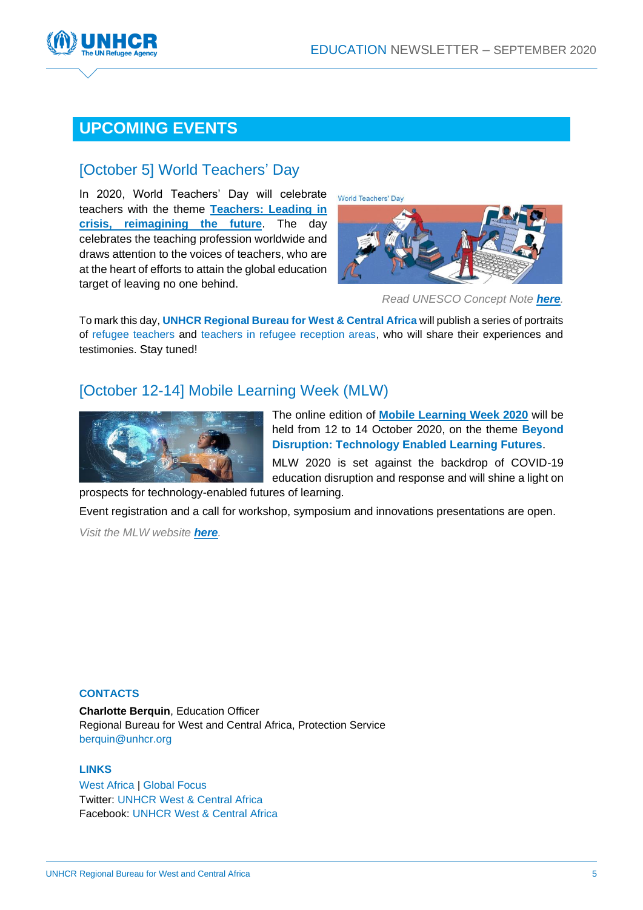## UPCOMING EVENTS

### [October 5] World Teachers' Day

In 2020, World Teachers' Day will celebrate teachers with the theme **Teachers: Leading in crisis, reimagining the future**. The day celebrates the teaching profession worldwide and draws attention to the voices of teachers, who are at the heart of efforts to attain the global education target of leaving no one behind.

World Teachers' Day

*Read UNESCO Concept Note* ***here****.*

To mark this day, **UNHCR Regional Bureau for West & Central Africa** will publish a series of portraits of refugee teachers and teachers in refugee reception areas, who will share their experiences and testimonies. Stay tuned!

### [October 12-14] Mobile Learning Week (MLW)

The online edition of **Mobile Learning Week 2020** will be held from 12 to 14 October 2020, on the theme **Beyond Disruption: Technology Enabled Learning Futures**.

MLW 2020 is set against the backdrop of COVID-19 education disruption and response and will shine a light on prospects for technology-enabled futures of learning.

Event registration and a call for workshop, symposium and innovations presentations are open.

*Visit the MLW website* ***here****.*

**CONTACTS**

**Charlotte Berquin**, Education Officer
Regional Bureau for West and Central Africa, Protection Service
berquin@unhcr.org

**LINKS**

West Africa | Global Focus
Twitter: UNHCR West & Central Africa
Facebook: UNHCR West & Central Africa